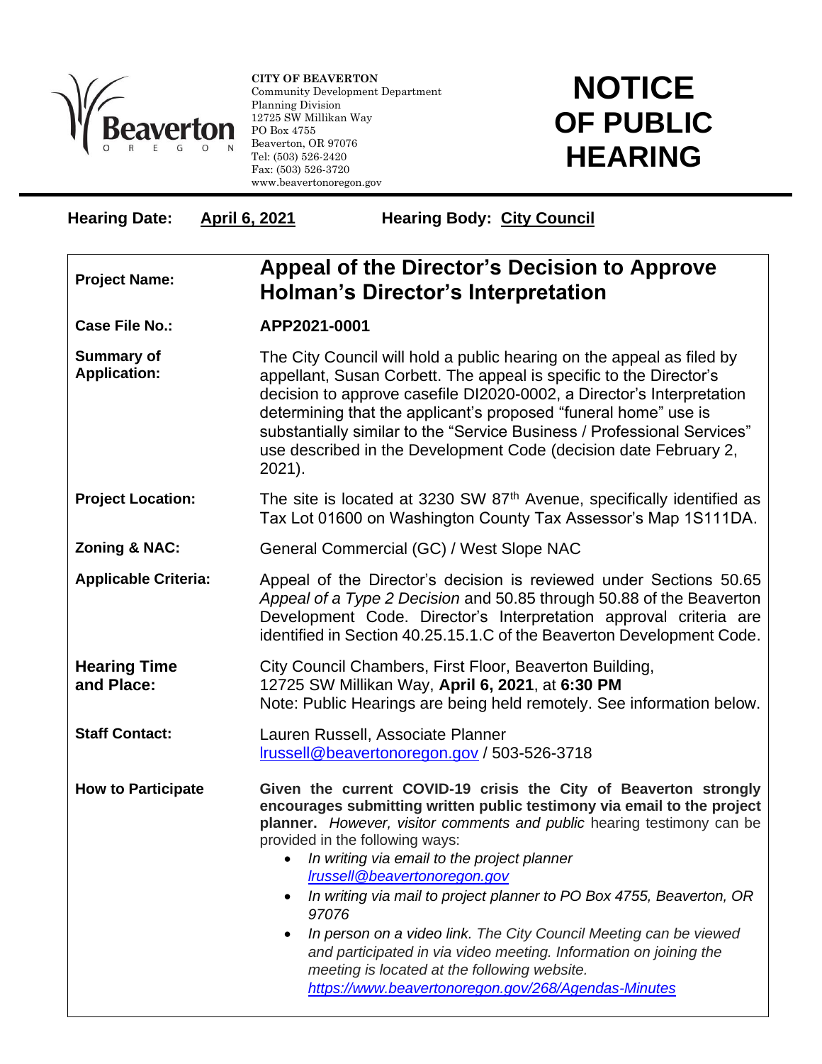**CITY OF BEAVERTON**
Community Development Department
Planning Division
12725 SW Millikan Way
PO Box 4755
Beaverton, OR 97076
Tel: (503) 526-2420
Fax: (503) 526-3720
www.beavertonoregon.gov

# NOTICE OF PUBLIC HEARING

**Hearing Date:** **April 6, 2021** **Hearing Body:** **City Council**

| | |
|---|---|
| **Project Name:** | **Appeal of the Director's Decision to Approve Holman's Director's Interpretation** |
| **Case File No.:** | **APP2021-0001** |
| **Summary of Application:** | The City Council will hold a public hearing on the appeal as filed by appellant, Susan Corbett. The appeal is specific to the Director's decision to approve casefile DI2020-0002, a Director's Interpretation determining that the applicant's proposed "funeral home" use is substantially similar to the "Service Business / Professional Services" use described in the Development Code (decision date February 2, 2021). |
| **Project Location:** | The site is located at 3230 SW 87th Avenue, specifically identified as Tax Lot 01600 on Washington County Tax Assessor's Map 1S111DA. |
| **Zoning & NAC:** | General Commercial (GC) / West Slope NAC |
| **Applicable Criteria:** | Appeal of the Director's decision is reviewed under Sections 50.65 *Appeal of a Type 2 Decision* and 50.85 through 50.88 of the Beaverton Development Code. Director's Interpretation approval criteria are identified in Section 40.25.15.1.C of the Beaverton Development Code. |
| **Hearing Time and Place:** | City Council Chambers, First Floor, Beaverton Building, 12725 SW Millikan Way, **April 6, 2021**, at **6:30 PM**<br>Note: Public Hearings are being held remotely. See information below. |
| **Staff Contact:** | Lauren Russell, Associate Planner<br>lrussell@beavertonoregon.gov / 503-526-3718 |
| **How to Participate** | **Given the current COVID-19 crisis the City of Beaverton strongly encourages submitting written public testimony via email to the project planner.** *However, visitor comments and public* hearing testimony can be provided in the following ways:<br>• *In writing via email to the project planner lrussell@beavertonoregon.gov*<br>• *In writing via mail to project planner to PO Box 4755, Beaverton, OR 97076*<br>• *In person on a video link. The City Council Meeting can be viewed and participated in via video meeting. Information on joining the meeting is located at the following website. https://www.beavertonoregon.gov/268/Agendas-Minutes* |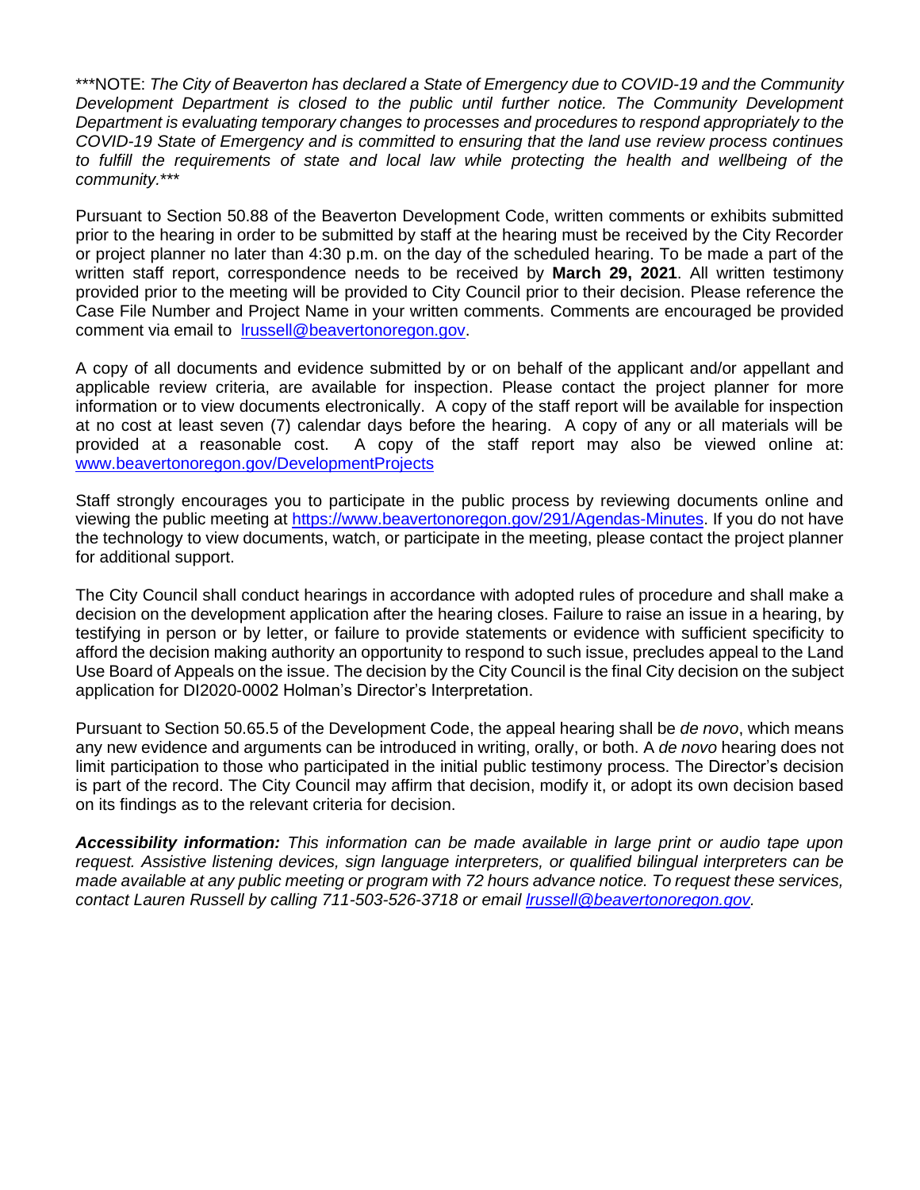\*\*\*NOTE: *The City of Beaverton has declared a State of Emergency due to COVID-19 and the Community Development Department is closed to the public until further notice. The Community Development Department is evaluating temporary changes to processes and procedures to respond appropriately to the COVID-19 State of Emergency and is committed to ensuring that the land use review process continues to fulfill the requirements of state and local law while protecting the health and wellbeing of the community.\*\*\**

Pursuant to Section 50.88 of the Beaverton Development Code, written comments or exhibits submitted prior to the hearing in order to be submitted by staff at the hearing must be received by the City Recorder or project planner no later than 4:30 p.m. on the day of the scheduled hearing. To be made a part of the written staff report, correspondence needs to be received by **March 29, 2021**. All written testimony provided prior to the meeting will be provided to City Council prior to their decision. Please reference the Case File Number and Project Name in your written comments. Comments are encouraged be provided comment via email to [lrussell@beavertonoregon.gov](mailto:lrussell@beavertonoregon.gov).

A copy of all documents and evidence submitted by or on behalf of the applicant and/or appellant and applicable review criteria, are available for inspection. Please contact the project planner for more information or to view documents electronically. A copy of the staff report will be available for inspection at no cost at least seven (7) calendar days before the hearing. A copy of any or all materials will be provided at a reasonable cost. A copy of the staff report may also be viewed online at: [www.beavertonoregon.gov/DevelopmentProjects](http://www.beavertonoregon.gov/DevelopmentProjects)

Staff strongly encourages you to participate in the public process by reviewing documents online and viewing the public meeting at [https://www.beavertonoregon.gov/291/Agendas-Minutes](https://www.beavertonoregon.gov/291/Agendas-Minutes). If you do not have the technology to view documents, watch, or participate in the meeting, please contact the project planner for additional support.

The City Council shall conduct hearings in accordance with adopted rules of procedure and shall make a decision on the development application after the hearing closes. Failure to raise an issue in a hearing, by testifying in person or by letter, or failure to provide statements or evidence with sufficient specificity to afford the decision making authority an opportunity to respond to such issue, precludes appeal to the Land Use Board of Appeals on the issue. The decision by the City Council is the final City decision on the subject application for DI2020-0002 Holman's Director's Interpretation.

Pursuant to Section 50.65.5 of the Development Code, the appeal hearing shall be *de novo*, which means any new evidence and arguments can be introduced in writing, orally, or both. A *de novo* hearing does not limit participation to those who participated in the initial public testimony process. The Director's decision is part of the record. The City Council may affirm that decision, modify it, or adopt its own decision based on its findings as to the relevant criteria for decision.

***Accessibility information:*** *This information can be made available in large print or audio tape upon request. Assistive listening devices, sign language interpreters, or qualified bilingual interpreters can be made available at any public meeting or program with 72 hours advance notice. To request these services, contact Lauren Russell by calling 711-503-526-3718 or email [lrussell@beavertonoregon.gov](mailto:lrussell@beavertonoregon.gov).*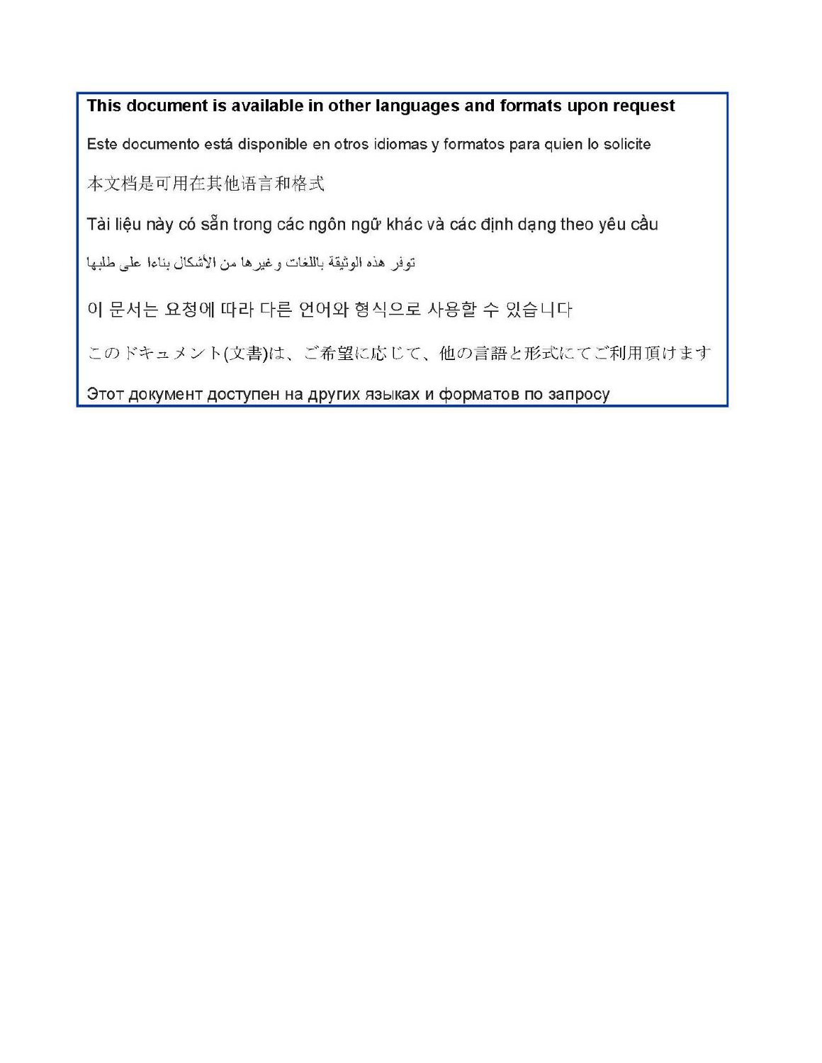**This document is available in other languages and formats upon request**

Este documento está disponible en otros idiomas y formatos para quien lo solicite

本文档是可用在其他语言和格式

Tài liệu này có sẵn trong các ngôn ngữ khác và các định dạng theo yêu cầu

توفر هذه الوثيقة باللغات وغيرها من الأشكال بناءا على طلبها

이 문서는 요청에 따라 다른 언어와 형식으로 사용할 수 있습니다

このドキュメント(文書)は、ご希望に応じて、他の言語と形式にてご利用頂けます

Этот документ доступен на других языках и форматов по запросу